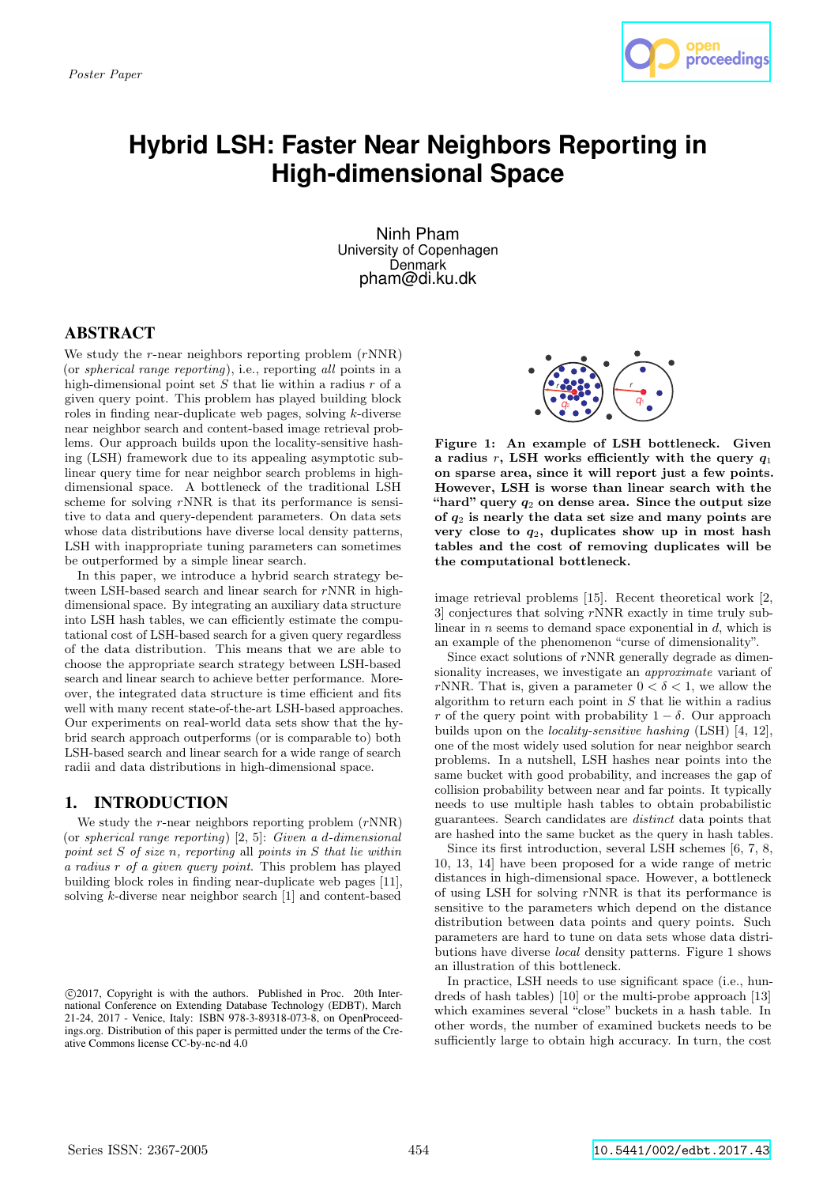Poster Paper

# Hybrid LSH: Faster Near Neighbors Reporting in High-dimensional Space

Ninh Pham
University of Copenhagen
Denmark
pham@di.ku.dk

## ABSTRACT

We study the $r$-near neighbors reporting problem ($r$NNR) (or *spherical range reporting*), i.e., reporting *all* points in a high-dimensional point set $S$ that lie within a radius $r$ of a given query point. This problem has played building block roles in finding near-duplicate web pages, solving $k$-diverse near neighbor search and content-based image retrieval problems. Our approach builds upon the locality-sensitive hashing (LSH) framework due to its appealing asymptotic sublinear query time for near neighbor search problems in high-dimensional space. A bottleneck of the traditional LSH scheme for solving $r$NNR is that its performance is sensitive to data and query-dependent parameters. On data sets whose data distributions have diverse local density patterns, LSH with inappropriate tuning parameters can sometimes be outperformed by a simple linear search.

In this paper, we introduce a hybrid search strategy between LSH-based search and linear search for $r$NNR in high-dimensional space. By integrating an auxiliary data structure into LSH hash tables, we can efficiently estimate the computational cost of LSH-based search for a given query regardless of the data distribution. This means that we are able to choose the appropriate search strategy between LSH-based search and linear search to achieve better performance. Moreover, the integrated data structure is time efficient and fits well with many recent state-of-the-art LSH-based approaches. Our experiments on real-world data sets show that the hybrid search approach outperforms (or is comparable to) both LSH-based search and linear search for a wide range of search radii and data distributions in high-dimensional space.

## 1. INTRODUCTION

We study the $r$-near neighbors reporting problem ($r$NNR) (or *spherical range reporting*) [2, 5]: *Given a $d$-dimensional point set $S$ of size $n$, reporting* all *points in $S$ that lie within a radius $r$ of a given query point.* This problem has played building block roles in finding near-duplicate web pages [11], solving $k$-diverse near neighbor search [1] and content-based image retrieval problems [15]. Recent theoretical work [2, 3] conjectures that solving $r$NNR exactly in time truly sublinear in $n$ seems to demand space exponential in $d$, which is an example of the phenomenon "curse of dimensionality".

**Figure 1: An example of LSH bottleneck. Given a radius $r$, LSH works efficiently with the query $q_1$ on sparse area, since it will report just a few points. However, LSH is worse than linear search with the "hard" query $q_2$ on dense area. Since the output size of $q_2$ is nearly the data set size and many points are very close to $q_2$, duplicates show up in most hash tables and the cost of removing duplicates will be the computational bottleneck.**

Since exact solutions of $r$NNR generally degrade as dimensionality increases, we investigate an *approximate* variant of $r$NNR. That is, given a parameter $0 < \delta < 1$, we allow the algorithm to return each point in $S$ that lie within a radius $r$ of the query point with probability $1 - \delta$. Our approach builds upon the *locality-sensitive hashing* (LSH) [4, 12], one of the most widely used solution for near neighbor search problems. In a nutshell, LSH hashes near points into the same bucket with good probability, and increases the gap of collision probability between near and far points. It typically needs to use multiple hash tables to obtain probabilistic guarantees. Search candidates are *distinct* data points that are hashed into the same bucket as the query in hash tables.

Since its first introduction, several LSH schemes [6, 7, 8, 10, 13, 14] have been proposed for a wide range of metric distances in high-dimensional space. However, a bottleneck of using LSH for solving $r$NNR is that its performance is sensitive to the parameters which depend on the distance distribution between data points and query points. Such parameters are hard to tune on data sets whose data distributions have diverse *local* density patterns. Figure 1 shows an illustration of this bottleneck.

In practice, LSH needs to use significant space (i.e., hundreds of hash tables) [10] or the multi-probe approach [13] which examines several "close" buckets in a hash table. In other words, the number of examined buckets needs to be sufficiently large to obtain high accuracy. In turn, the cost

©2017, Copyright is with the authors. Published in Proc. 20th International Conference on Extending Database Technology (EDBT), March 21-24, 2017 - Venice, Italy: ISBN 978-3-89318-073-8, on OpenProceedings.org. Distribution of this paper is permitted under the terms of the Creative Commons license CC-by-nc-nd 4.0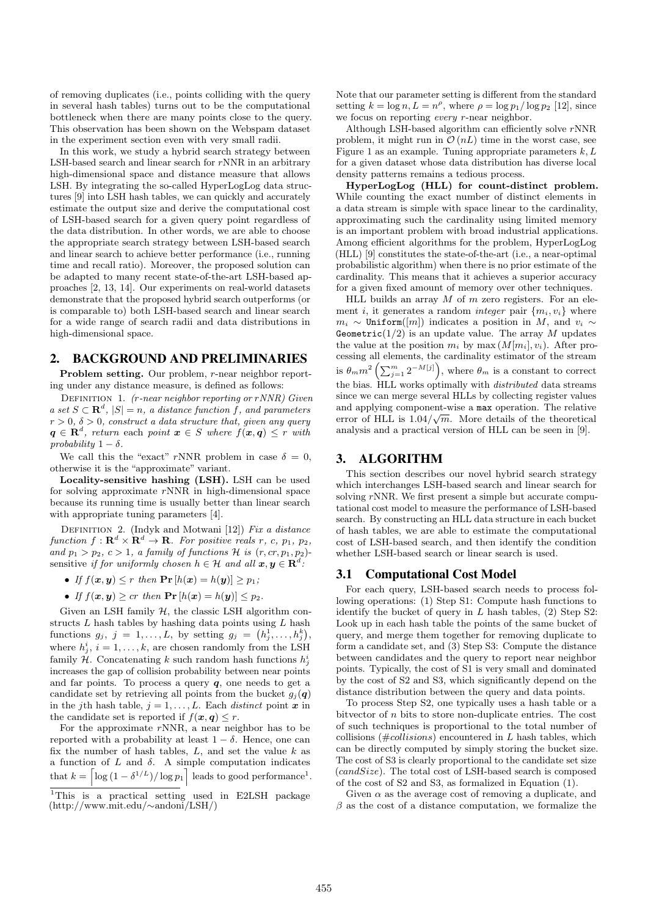of removing duplicates (i.e., points colliding with the query in several hash tables) turns out to be the computational bottleneck when there are many points close to the query. This observation has been shown on the Webspam dataset in the experiment section even with very small radii.

In this work, we study a hybrid search strategy between LSH-based search and linear search for $r$NNR in an arbitrary high-dimensional space and distance measure that allows LSH. By integrating the so-called HyperLogLog data structures [9] into LSH hash tables, we can quickly and accurately estimate the output size and derive the computational cost of LSH-based search for a given query point regardless of the data distribution. In other words, we are able to choose the appropriate search strategy between LSH-based search and linear search to achieve better performance (i.e., running time and recall ratio). Moreover, the proposed solution can be adapted to many recent state-of-the-art LSH-based approaches [2, 13, 14]. Our experiments on real-world datasets demonstrate that the proposed hybrid search outperforms (or is comparable to) both LSH-based search and linear search for a wide range of search radii and data distributions in high-dimensional space.

## 2. BACKGROUND AND PRELIMINARIES

**Problem setting.** Our problem, $r$-near neighbor reporting under any distance measure, is defined as follows:

Definition 1. *($r$-near neighbor reporting or $r$NNR) Given a set $S \subset \mathbf{R}^d$, $|S| = n$, a distance function $f$, and parameters $r > 0$, $\delta > 0$, construct a data structure that, given any query $\boldsymbol{q} \in \mathbf{R}^d$, return* each *point $\boldsymbol{x} \in S$ where $f(\boldsymbol{x}, \boldsymbol{q}) \leq r$ with probability $1 - \delta$.*

We call this the "exact" $r$NNR problem in case $\delta = 0$, otherwise it is the "approximate" variant.

**Locality-sensitive hashing (LSH).** LSH can be used for solving approximate $r$NNR in high-dimensional space because its running time is usually better than linear search with appropriate tuning parameters [4].

Definition 2. (Indyk and Motwani [12]) *Fix a distance function $f : \mathbf{R}^d \times \mathbf{R}^d \rightarrow \mathbf{R}$. For positive reals $r$, $c$, $p_1$, $p_2$, and $p_1 > p_2$, $c > 1$, a family of functions $\mathcal{H}$ is $(r, cr, p_1, p_2)$-sensitive if for uniformly chosen $h \in \mathcal{H}$ and all $\boldsymbol{x}, \boldsymbol{y} \in \mathbf{R}^d$:*

- *If $f(\boldsymbol{x}, \boldsymbol{y}) \leq r$ then $\mathbf{Pr}[h(\boldsymbol{x}) = h(\boldsymbol{y})] \geq p_1$;*
- *If $f(\boldsymbol{x}, \boldsymbol{y}) \geq cr$ then $\mathbf{Pr}[h(\boldsymbol{x}) = h(\boldsymbol{y})] \leq p_2$.*

Given an LSH family $\mathcal{H}$, the classic LSH algorithm constructs $L$ hash tables by hashing data points using $L$ hash functions $g_j$, $j = 1, \ldots, L$, by setting $g_j = \left(h_j^1, \ldots, h_j^k\right)$, where $h_j^i$, $i = 1, \ldots, k$, are chosen randomly from the LSH family $\mathcal{H}$. Concatenating $k$ such random hash functions $h_j^i$ increases the gap of collision probability between near points and far points. To process a query $\boldsymbol{q}$, one needs to get a candidate set by retrieving all points from the bucket $g_j(\boldsymbol{q})$ in the $j$th hash table, $j = 1, \ldots, L$. Each *distinct* point $\boldsymbol{x}$ in the candidate set is reported if $f(\boldsymbol{x}, \boldsymbol{q}) \leq r$.

For the approximate $r$NNR, a near neighbor has to be reported with a probability at least $1 - \delta$. Hence, one can fix the number of hash tables, $L$, and set the value $k$ as a function of $L$ and $\delta$. A simple computation indicates that $k = \left\lceil \log\left(1 - \delta^{1/L}\right) / \log p_1 \right\rceil$ leads to good performance[1].

[1] This is a practical setting used in E2LSH package (http://www.mit.edu/∼andoni/LSH/)

Note that our parameter setting is different from the standard setting $k = \log n$, $L = n^\rho$, where $\rho = \log p_1 / \log p_2$ [12], since we focus on reporting *every* $r$-near neighbor.

Although LSH-based algorithm can efficiently solve $r$NNR problem, it might run in $\mathcal{O}(nL)$ time in the worst case, see Figure 1 as an example. Tuning appropriate parameters $k, L$ for a given dataset whose data distribution has diverse local density patterns remains a tedious process.

**HyperLogLog (HLL) for count-distinct problem.** While counting the exact number of distinct elements in a data stream is simple with space linear to the cardinality, approximating such the cardinality using limited memory is an important problem with broad industrial applications. Among efficient algorithms for the problem, HyperLogLog (HLL) [9] constitutes the state-of-the-art (i.e., a near-optimal probabilistic algorithm) when there is no prior estimate of the cardinality. This means that it achieves a superior accuracy for a given fixed amount of memory over other techniques.

HLL builds an array $M$ of $m$ zero registers. For an element $i$, it generates a random *integer* pair $\{m_i, v_i\}$ where $m_i \sim \texttt{Uniform}([m])$ indicates a position in $M$, and $v_i \sim \texttt{Geometric}(1/2)$ is an update value. The array $M$ updates the value at the position $m_i$ by $\max\left(M[m_i], v_i\right)$. After processing all elements, the cardinality estimator of the stream is $\theta_m m^2 \left(\sum_{j=1}^{m} 2^{-M[j]}\right)$, where $\theta_m$ is a constant to correct the bias. HLL works optimally with *distributed* data streams since we can merge several HLLs by collecting register values and applying component-wise a `max` operation. The relative error of HLL is $1.04/\sqrt{m}$. More details of the theoretical analysis and a practical version of HLL can be seen in [9].

## 3. ALGORITHM

This section describes our novel hybrid search strategy which interchanges LSH-based search and linear search for solving $r$NNR. We first present a simple but accurate computational cost model to measure the performance of LSH-based search. By constructing an HLL data structure in each bucket of hash tables, we are able to estimate the computational cost of LSH-based search, and then identify the condition whether LSH-based search or linear search is used.

### 3.1 Computational Cost Model

For each query, LSH-based search needs to process following operations: (1) Step S1: Compute hash functions to identify the bucket of query in $L$ hash tables, (2) Step S2: Look up in each hash table the points of the same bucket of query, and merge them together for removing duplicate to form a candidate set, and (3) Step S3: Compute the distance between candidates and the query to report near neighbor points. Typically, the cost of S1 is very small and dominated by the cost of S2 and S3, which significantly depend on the distance distribution between the query and data points.

To process Step S2, one typically uses a hash table or a bitvector of $n$ bits to store non-duplicate entries. The cost of such techniques is proportional to the total number of collisions (*#collisions*) encountered in $L$ hash tables, which can be directly computed by simply storing the bucket size. The cost of S3 is clearly proportional to the candidate set size (*candSize*). The total cost of LSH-based search is composed of the cost of S2 and S3, as formalized in Equation (1).

Given $\alpha$ as the average cost of removing a duplicate, and $\beta$ as the cost of a distance computation, we formalize the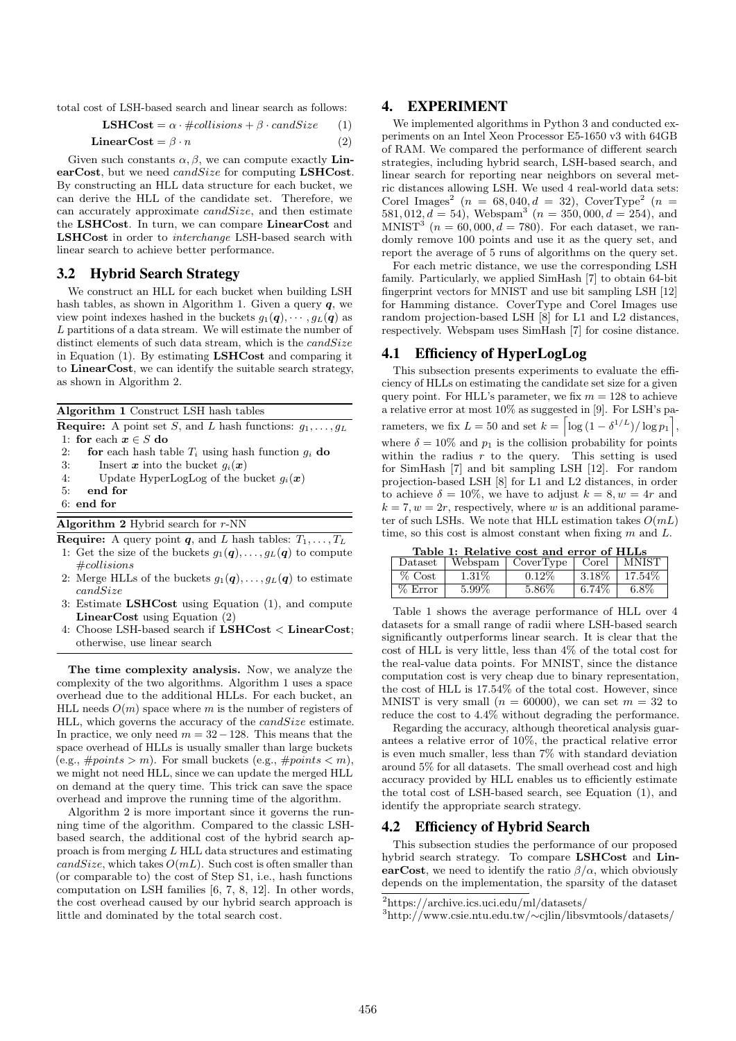total cost of LSH-based search and linear search as follows:

$$\textbf{LSHCost} = \alpha \cdot \#collisions + \beta \cdot candSize \quad (1)$$

$$\textbf{LinearCost} = \beta \cdot n \quad (2)$$

Given such constants $\alpha, \beta$, we can compute exactly **LinearCost**, but we need *candSize* for computing **LSHCost**. By constructing an HLL data structure for each bucket, we can derive the HLL of the candidate set. Therefore, we can accurately approximate *candSize*, and then estimate the **LSHCost**. In turn, we can compare **LinearCost** and **LSHCost** in order to *interchange* LSH-based search with linear search to achieve better performance.

### 3.2 Hybrid Search Strategy

We construct an HLL for each bucket when building LSH hash tables, as shown in Algorithm 1. Given a query $\boldsymbol{q}$, we view point indexes hashed in the buckets $g_1(\boldsymbol{q}), \cdots, g_L(\boldsymbol{q})$ as $L$ partitions of a data stream. We will estimate the number of distinct elements of such data stream, which is the *candSize* in Equation (1). By estimating **LSHCost** and comparing it to **LinearCost**, we can identify the suitable search strategy, as shown in Algorithm 2.

**Algorithm 1** Construct LSH hash tables

**Require:** A point set $S$, and $L$ hash functions: $g_1, \ldots, g_L$

```
1: for each x ∈ S do
2:     for each hash table T_i using hash function g_i do
3:         Insert x into the bucket g_i(x)
4:         Update HyperLogLog of the bucket g_i(x)
5:     end for
6: end for
```

**Algorithm 2** Hybrid search for $r$-NN

**Require:** A query point $\boldsymbol{q}$, and $L$ hash tables: $T_1, \ldots, T_L$

```
1: Get the size of the buckets g_1(q), ..., g_L(q) to compute #collisions
2: Merge HLLs of the buckets g_1(q), ..., g_L(q) to estimate candSize
3: Estimate LSHCost using Equation (1), and compute LinearCost using Equation (2)
4: Choose LSH-based search if LSHCost < LinearCost; otherwise, use linear search
```

**The time complexity analysis.** Now, we analyze the complexity of the two algorithms. Algorithm 1 uses a space overhead due to the additional HLLs. For each bucket, an HLL needs $O(m)$ space where $m$ is the number of registers of HLL, which governs the accuracy of the *candSize* estimate. In practice, we only need $m = 32 - 128$. This means that the space overhead of HLLs is usually smaller than large buckets (e.g., $\#points > m$). For small buckets (e.g., $\#points < m$), we might not need HLL, since we can update the merged HLL on demand at the query time. This trick can save the space overhead and improve the running time of the algorithm.

Algorithm 2 is more important since it governs the running time of the algorithm. Compared to the classic LSH-based search, the additional cost of the hybrid search approach is from merging $L$ HLL data structures and estimating *candSize*, which takes $O(mL)$. Such cost is often smaller than (or comparable to) the cost of Step S1, i.e., hash functions computation on LSH families [6, 7, 8, 12]. In other words, the cost overhead caused by our hybrid search approach is little and dominated by the total search cost.

## 4. EXPERIMENT

We implemented algorithms in Python 3 and conducted experiments on an Intel Xeon Processor E5-1650 v3 with 64GB of RAM. We compared the performance of different search strategies, including hybrid search, LSH-based search, and linear search for reporting near neighbors on several metric distances allowing LSH. We used 4 real-world data sets: Corel Images[2] ($n = 68,040, d = 32$), CoverType[2] ($n = 581,012, d = 54$), Webspam[3] ($n = 350,000, d = 254$), and MNIST[3] ($n = 60,000, d = 780$). For each dataset, we randomly remove 100 points and use it as the query set, and report the average of 5 runs of algorithms on the query set.

For each metric distance, we use the corresponding LSH family. Particularly, we applied SimHash [7] to obtain 64-bit fingerprint vectors for MNIST and use bit sampling LSH [12] for Hamming distance. CoverType and Corel Images use random projection-based LSH [8] for L1 and L2 distances, respectively. Webspam uses SimHash [7] for cosine distance.

### 4.1 Efficiency of HyperLogLog

This subsection presents experiments to evaluate the efficiency of HLLs on estimating the candidate set size for a given query point. For HLL's parameter, we fix $m = 128$ to achieve a relative error at most 10% as suggested in [9]. For LSH's parameters, we fix $L = 50$ and set $k = \left\lceil \log\left(1 - \delta^{1/L}\right) / \log p_1 \right\rceil$, where $\delta = 10\%$ and $p_1$ is the collision probability for points within the radius $r$ to the query. This setting is used for SimHash [7] and bit sampling LSH [12]. For random projection-based LSH [8] for L1 and L2 distances, in order to achieve $\delta = 10\%$, we have to adjust $k = 8, w = 4r$ and $k = 7, w = 2r$, respectively, where $w$ is an additional parameter of such LSHs. We note that HLL estimation takes $O(mL)$ time, so this cost is almost constant when fixing $m$ and $L$.

**Table 1: Relative cost and error of HLLs**

| Dataset | Webspam | CoverType | Corel | MNIST |
|---|---|---|---|---|
| % Cost | 1.31% | 0.12% | 3.18% | 17.54% |
| % Error | 5.99% | 5.86% | 6.74% | 6.8% |

Table 1 shows the average performance of HLL over 4 datasets for a small range of radii where LSH-based search significantly outperforms linear search. It is clear that the cost of HLL is very little, less than 4% of the total cost for the real-value data points. For MNIST, since the distance computation cost is very cheap due to binary representation, the cost of HLL is 17.54% of the total cost. However, since MNIST is very small ($n = 60000$), we can set $m = 32$ to reduce the cost to 4.4% without degrading the performance.

Regarding the accuracy, although theoretical analysis guarantees a relative error of 10%, the practical relative error is even much smaller, less than 7% with standard deviation around 5% for all datasets. The small overhead cost and high accuracy provided by HLL enables us to efficiently estimate the total cost of LSH-based search, see Equation (1), and identify the appropriate search strategy.

### 4.2 Efficiency of Hybrid Search

This subsection studies the performance of our proposed hybrid search strategy. To compare **LSHCost** and **LinearCost**, we need to identify the ratio $\beta/\alpha$, which obviously depends on the implementation, the sparsity of the dataset

[2] https://archive.ics.uci.edu/ml/datasets/

[3] http://www.csie.ntu.edu.tw/~cjlin/libsvmtools/datasets/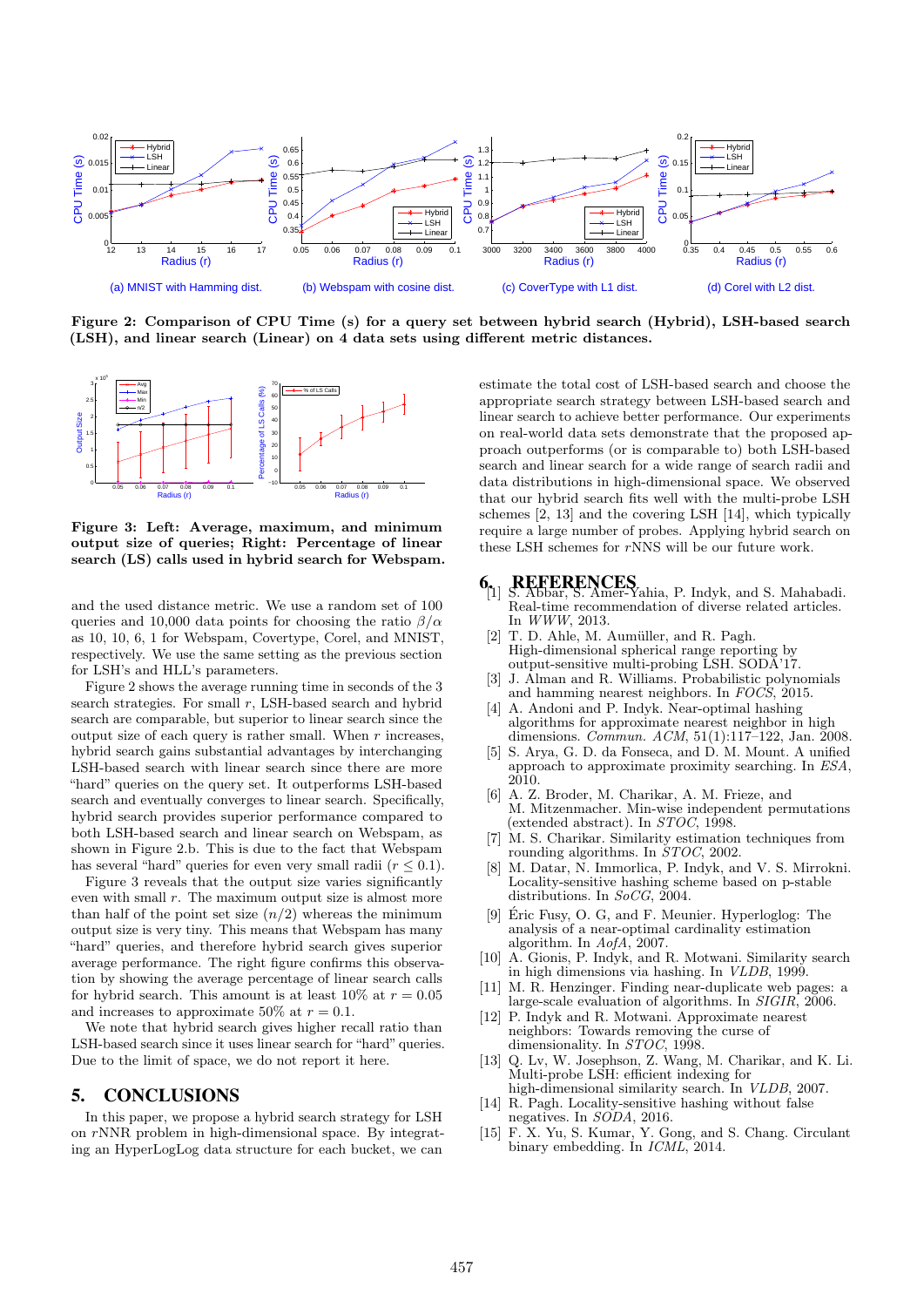(a) MNIST with Hamming dist.

CPU Time (s)
0.02
0.015
0.01
0.005
0
12 13 14 15 16 17
Radius (r)
Hybrid
LSH
Linear

(b) Webspam with cosine dist.

CPU Time (s)
0.65
0.6
0.55
0.5
0.45
0.4
0.35
0.05 0.06 0.07 0.08 0.09 0.1
Radius (r)
Hybrid
LSH
Linear

(c) CoverType with L1 dist.

CPU Time (s)
1.3
1.2
1.1
1
0.9
0.8
0.7
3000 3200 3400 3600 3800 4000
Radius (r)
Hybrid
LSH
Linear

(d) Corel with L2 dist.

CPU Time (s)
0.2
0.15
0.1
0.05
0
0.35 0.4 0.45 0.5 0.55 0.6
Radius (r)
Hybrid
LSH
Linear

**Figure 2: Comparison of CPU Time (s) for a query set between hybrid search (Hybrid), LSH-based search (LSH), and linear search (Linear) on 4 data sets using different metric distances.**

x 10^5
Output Size
3
2.5
2
1.5
1
0.5
0
0.05 0.06 0.07 0.08 0.09 0.1
Radius (r)
Avg
Max
Min
n/2

Percentage of LS Calls (%)
70
60
50
40
30
20
10
0
-10
0.05 0.06 0.07 0.08 0.09 0.1
Radius (r)
% of LS Calls

**Figure 3: Left: Average, maximum, and minimum output size of queries; Right: Percentage of linear search (LS) calls used in hybrid search for Webspam.**

and the used distance metric. We use a random set of 100 queries and 10,000 data points for choosing the ratio $\beta/\alpha$ as 10, 10, 6, 1 for Webspam, Covertype, Corel, and MNIST, respectively. We use the same setting as the previous section for LSH's and HLL's parameters.

Figure 2 shows the average running time in seconds of the 3 search strategies. For small $r$, LSH-based search and hybrid search are comparable, but superior to linear search since the output size of each query is rather small. When $r$ increases, hybrid search gains substantial advantages by interchanging LSH-based search with linear search since there are more "hard" queries on the query set. It outperforms LSH-based search and eventually converges to linear search. Specifically, hybrid search provides superior performance compared to both LSH-based search and linear search on Webspam, as shown in Figure 2.b. This is due to the fact that Webspam has several "hard" queries for even very small radii ($r \leq 0.1$).

Figure 3 reveals that the output size varies significantly even with small $r$. The maximum output size is almost more than half of the point set size ($n/2$) whereas the minimum output size is very tiny. This means that Webspam has many "hard" queries, and therefore hybrid search gives superior average performance. The right figure confirms this observation by showing the average percentage of linear search calls for hybrid search. This amount is at least 10% at $r = 0.05$ and increases to approximate 50% at $r = 0.1$.

We note that hybrid search gives higher recall ratio than LSH-based search since it uses linear search for "hard" queries. Due to the limit of space, we do not report it here.

## 5. CONCLUSIONS

In this paper, we propose a hybrid search strategy for LSH on $r$NNR problem in high-dimensional space. By integrating an HyperLogLog data structure for each bucket, we can estimate the total cost of LSH-based search and choose the appropriate search strategy between LSH-based search and linear search to achieve better performance. Our experiments on real-world data sets demonstrate that the proposed approach outperforms (or is comparable to) both LSH-based search and linear search for a wide range of search radii and data distributions in high-dimensional space. We observed that our hybrid search fits well with the multi-probe LSH schemes [2, 13] and the covering LSH [14], which typically require a large number of probes. Applying hybrid search on these LSH schemes for $r$NNS will be our future work.

## 6. REFERENCES

[1] S. Abbar, S. Amer-Yahia, P. Indyk, and S. Mahabadi. Real-time recommendation of diverse related articles. In *WWW*, 2013.

[2] T. D. Ahle, M. Aumüller, and R. Pagh. High-dimensional spherical range reporting by output-sensitive multi-probing LSH. SODA'17.

[3] J. Alman and R. Williams. Probabilistic polynomials and hamming nearest neighbors. In *FOCS*, 2015.

[4] A. Andoni and P. Indyk. Near-optimal hashing algorithms for approximate nearest neighbor in high dimensions. *Commun. ACM*, 51(1):117–122, Jan. 2008.

[5] S. Arya, G. D. da Fonseca, and D. M. Mount. A unified approach to approximate proximity searching. In *ESA*, 2010.

[6] A. Z. Broder, M. Charikar, A. M. Frieze, and M. Mitzenmacher. Min-wise independent permutations (extended abstract). In *STOC*, 1998.

[7] M. S. Charikar. Similarity estimation techniques from rounding algorithms. In *STOC*, 2002.

[8] M. Datar, N. Immorlica, P. Indyk, and V. S. Mirrokni. Locality-sensitive hashing scheme based on p-stable distributions. In *SoCG*, 2004.

[9] Éric Fusy, O. G, and F. Meunier. Hyperloglog: The analysis of a near-optimal cardinality estimation algorithm. In *AofA*, 2007.

[10] A. Gionis, P. Indyk, and R. Motwani. Similarity search in high dimensions via hashing. In *VLDB*, 1999.

[11] M. R. Henzinger. Finding near-duplicate web pages: a large-scale evaluation of algorithms. In *SIGIR*, 2006.

[12] P. Indyk and R. Motwani. Approximate nearest neighbors: Towards removing the curse of dimensionality. In *STOC*, 1998.

[13] Q. Lv, W. Josephson, Z. Wang, M. Charikar, and K. Li. Multi-probe LSH: efficient indexing for high-dimensional similarity search. In *VLDB*, 2007.

[14] R. Pagh. Locality-sensitive hashing without false negatives. In *SODA*, 2016.

[15] F. X. Yu, S. Kumar, Y. Gong, and S. Chang. Circulant binary embedding. In *ICML*, 2014.